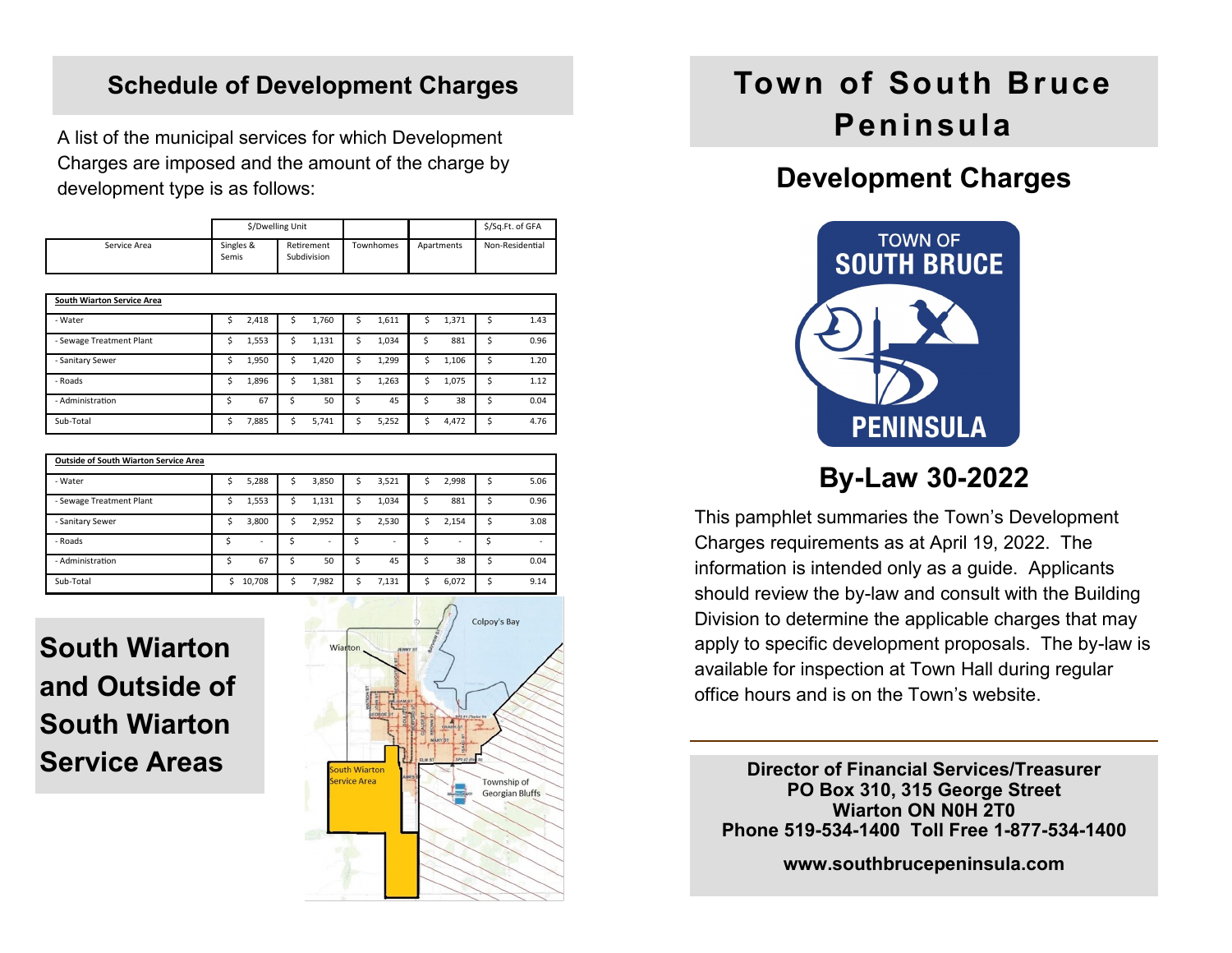## Schedule of Development Charges

A list of the municipal services for which Development Charges are imposed and the amount of the charge by development type is as follows:

| | $/Dwelling Unit | | | | $/Sq.Ft. of GFA |
|---|---|---|---|---|---|
| Service Area | Singles & Semis | Retirement Subdivision | Townhomes | Apartments | Non-Residential |
| **South Wiarton Service Area** | | | | | |
| - Water | $ 2,418 | $ 1,760 | $ 1,611 | $ 1,371 | $ 1.43 |
| - Sewage Treatment Plant | $ 1,553 | $ 1,131 | $ 1,034 | $ 881 | $ 0.96 |
| - Sanitary Sewer | $ 1,950 | $ 1,420 | $ 1,299 | $ 1,106 | $ 1.20 |
| - Roads | $ 1,896 | $ 1,381 | $ 1,263 | $ 1,075 | $ 1.12 |
| - Administration | $ 67 | $ 50 | $ 45 | $ 38 | $ 0.04 |
| Sub-Total | $ 7,885 | $ 5,741 | $ 5,252 | $ 4,472 | $ 4.76 |
| **Outside of South Wiarton Service Area** | | | | | |
| - Water | $ 5,288 | $ 3,850 | $ 3,521 | $ 2,998 | $ 5.06 |
| - Sewage Treatment Plant | $ 1,553 | $ 1,131 | $ 1,034 | $ 881 | $ 0.96 |
| - Sanitary Sewer | $ 3,800 | $ 2,952 | $ 2,530 | $ 2,154 | $ 3.08 |
| - Roads | $ - | $ - | $ - | $ - | $ - |
| - Administration | $ 67 | $ 50 | $ 45 | $ 38 | $ 0.04 |
| Sub-Total | $ 10,708 | $ 7,982 | $ 7,131 | $ 6,072 | $ 9.14 |

## South Wiarton and Outside of South Wiarton Service Areas

# Town of South Bruce Peninsula

## Development Charges

## By-Law 30-2022

This pamphlet summaries the Town's Development Charges requirements as at April 19, 2022. The information is intended only as a guide. Applicants should review the by-law and consult with the Building Division to determine the applicable charges that may apply to specific development proposals. The by-law is available for inspection at Town Hall during regular office hours and is on the Town's website.

**Director of Financial Services/Treasurer**
**PO Box 310, 315 George Street**
**Wiarton ON N0H 2T0**
**Phone 519-534-1400 Toll Free 1-877-534-1400**

**www.southbrucepeninsula.com**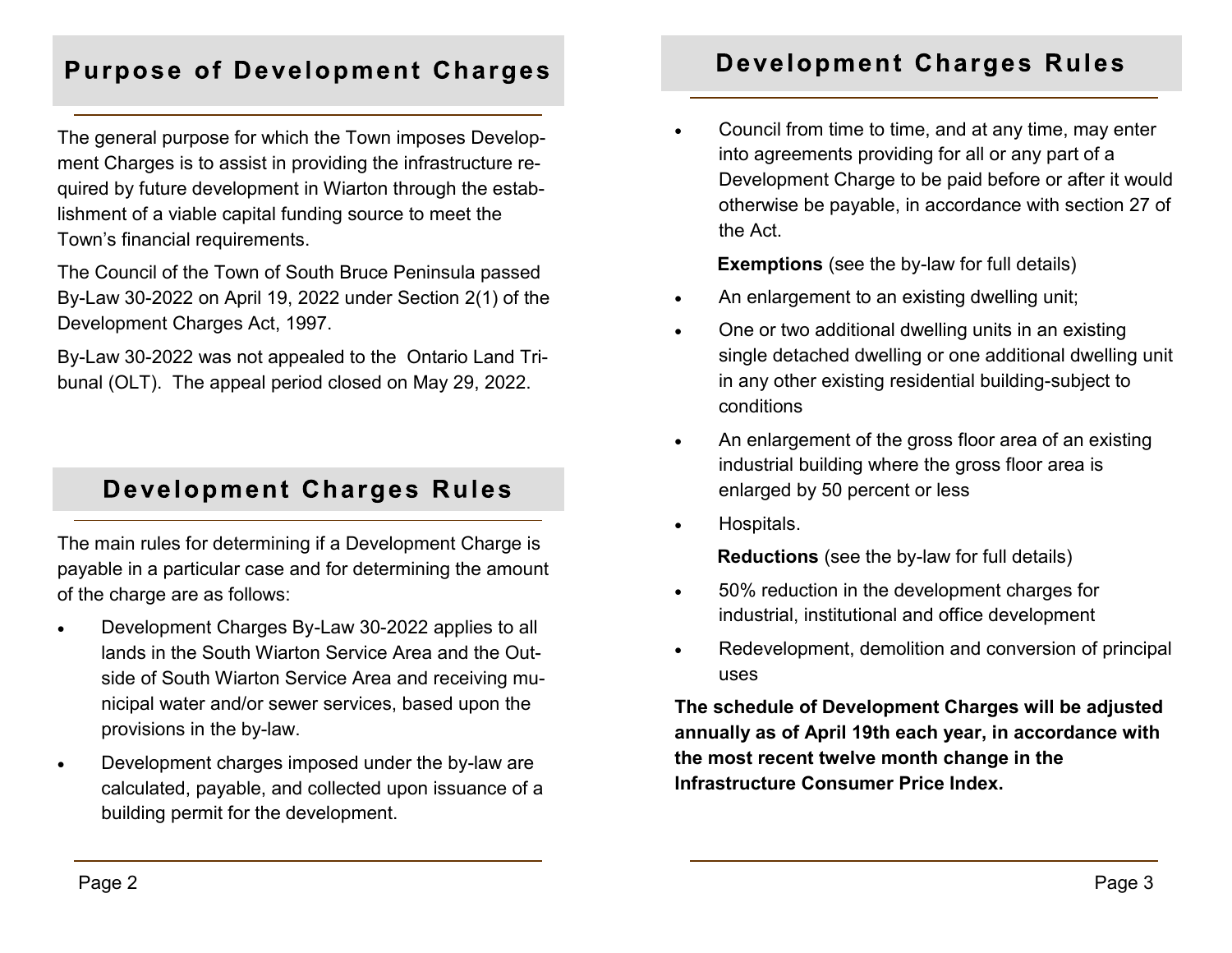## Purpose of Development Charges

The general purpose for which the Town imposes Development Charges is to assist in providing the infrastructure required by future development in Wiarton through the establishment of a viable capital funding source to meet the Town's financial requirements.

The Council of the Town of South Bruce Peninsula passed By-Law 30-2022 on April 19, 2022 under Section 2(1) of the Development Charges Act, 1997.

By-Law 30-2022 was not appealed to the Ontario Land Tribunal (OLT). The appeal period closed on May 29, 2022.

## Development Charges Rules

The main rules for determining if a Development Charge is payable in a particular case and for determining the amount of the charge are as follows:

- Development Charges By-Law 30-2022 applies to all lands in the South Wiarton Service Area and the Outside of South Wiarton Service Area and receiving municipal water and/or sewer services, based upon the provisions in the by-law.
- Development charges imposed under the by-law are calculated, payable, and collected upon issuance of a building permit for the development.

## Development Charges Rules

- Council from time to time, and at any time, may enter into agreements providing for all or any part of a Development Charge to be paid before or after it would otherwise be payable, in accordance with section 27 of the Act.

**Exemptions** (see the by-law for full details)

- An enlargement to an existing dwelling unit;
- One or two additional dwelling units in an existing single detached dwelling or one additional dwelling unit in any other existing residential building-subject to conditions
- An enlargement of the gross floor area of an existing industrial building where the gross floor area is enlarged by 50 percent or less
- Hospitals.

**Reductions** (see the by-law for full details)

- 50% reduction in the development charges for industrial, institutional and office development
- Redevelopment, demolition and conversion of principal uses

**The schedule of Development Charges will be adjusted annually as of April 19th each year, in accordance with the most recent twelve month change in the Infrastructure Consumer Price Index.**